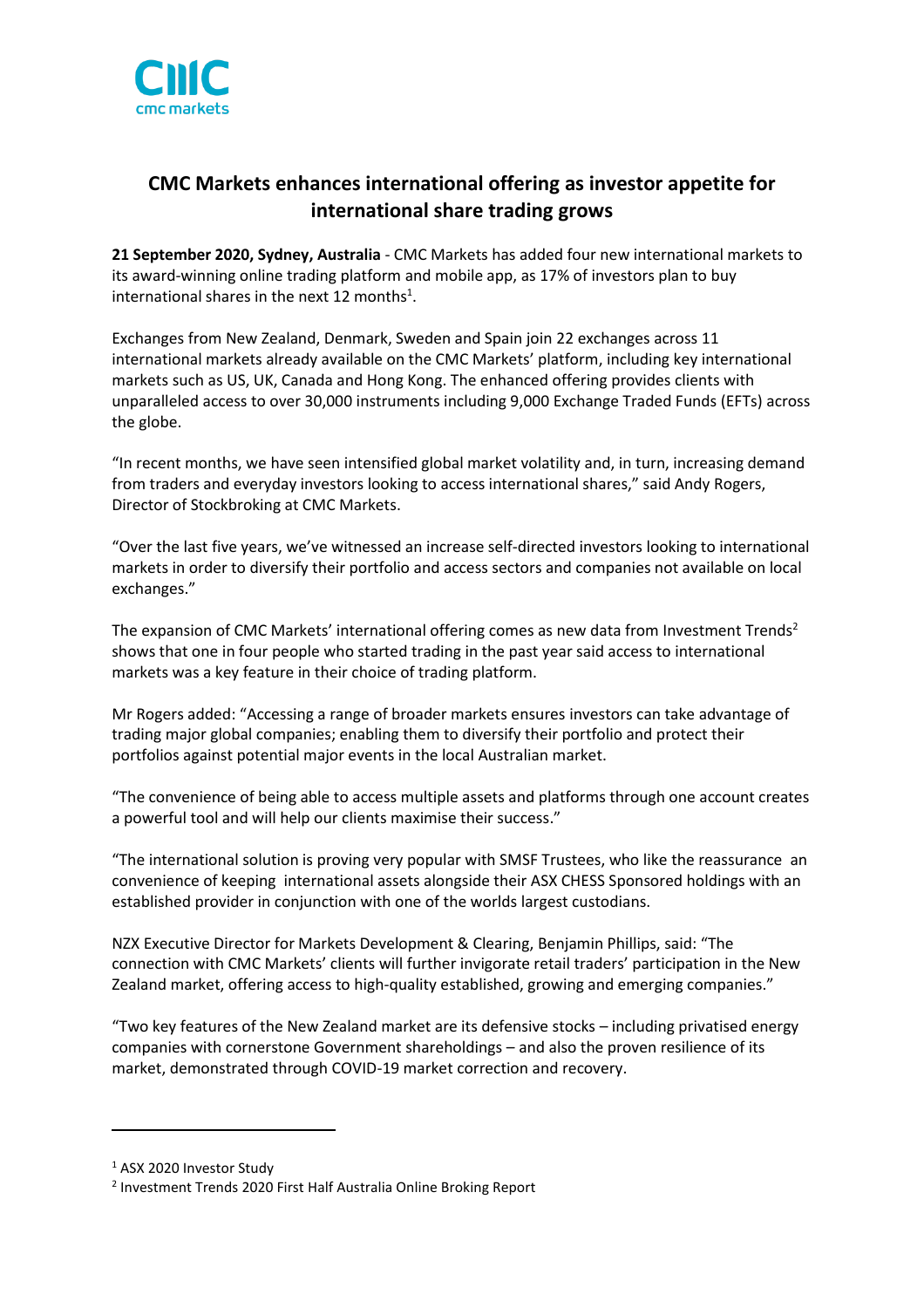# CMC Markets enhances international offering as investor appetite for international share trading grows

**21 September 2020, Sydney, Australia** - CMC Markets has added four new international markets to its award-winning online trading platform and mobile app, as 17% of investors plan to buy international shares in the next 12 months[1].

Exchanges from New Zealand, Denmark, Sweden and Spain join 22 exchanges across 11 international markets already available on the CMC Markets' platform, including key international markets such as US, UK, Canada and Hong Kong. The enhanced offering provides clients with unparalleled access to over 30,000 instruments including 9,000 Exchange Traded Funds (EFTs) across the globe.

"In recent months, we have seen intensified global market volatility and, in turn, increasing demand from traders and everyday investors looking to access international shares," said Andy Rogers, Director of Stockbroking at CMC Markets.

"Over the last five years, we've witnessed an increase self-directed investors looking to international markets in order to diversify their portfolio and access sectors and companies not available on local exchanges."

The expansion of CMC Markets' international offering comes as new data from Investment Trends[2] shows that one in four people who started trading in the past year said access to international markets was a key feature in their choice of trading platform.

Mr Rogers added: "Accessing a range of broader markets ensures investors can take advantage of trading major global companies; enabling them to diversify their portfolio and protect their portfolios against potential major events in the local Australian market.

"The convenience of being able to access multiple assets and platforms through one account creates a powerful tool and will help our clients maximise their success."

"The international solution is proving very popular with SMSF Trustees, who like the reassurance an convenience of keeping international assets alongside their ASX CHESS Sponsored holdings with an established provider in conjunction with one of the worlds largest custodians.

NZX Executive Director for Markets Development & Clearing, Benjamin Phillips, said: "The connection with CMC Markets' clients will further invigorate retail traders' participation in the New Zealand market, offering access to high-quality established, growing and emerging companies."

"Two key features of the New Zealand market are its defensive stocks – including privatised energy companies with cornerstone Government shareholdings – and also the proven resilience of its market, demonstrated through COVID-19 market correction and recovery.

---

[1] ASX 2020 Investor Study

[2] Investment Trends 2020 First Half Australia Online Broking Report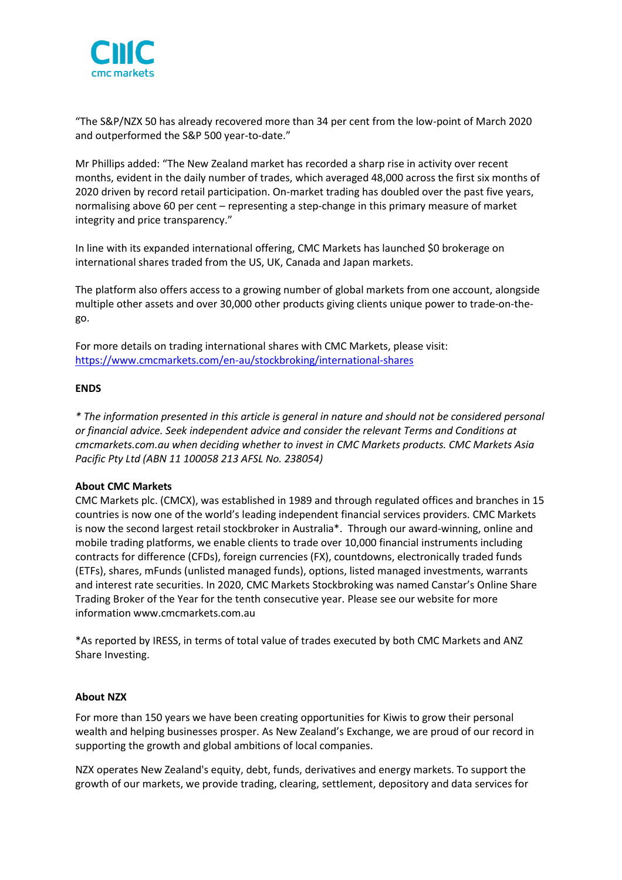"The S&P/NZX 50 has already recovered more than 34 per cent from the low-point of March 2020 and outperformed the S&P 500 year-to-date."

Mr Phillips added: "The New Zealand market has recorded a sharp rise in activity over recent months, evident in the daily number of trades, which averaged 48,000 across the first six months of 2020 driven by record retail participation. On-market trading has doubled over the past five years, normalising above 60 per cent – representing a step-change in this primary measure of market integrity and price transparency."

In line with its expanded international offering, CMC Markets has launched $0 brokerage on international shares traded from the US, UK, Canada and Japan markets.

The platform also offers access to a growing number of global markets from one account, alongside multiple other assets and over 30,000 other products giving clients unique power to trade-on-the-go.

For more details on trading international shares with CMC Markets, please visit: [https://www.cmcmarkets.com/en-au/stockbroking/international-shares](https://www.cmcmarkets.com/en-au/stockbroking/international-shares)

**ENDS**

*\* The information presented in this article is general in nature and should not be considered personal or financial advice. Seek independent advice and consider the relevant Terms and Conditions at cmcmarkets.com.au when deciding whether to invest in CMC Markets products. CMC Markets Asia Pacific Pty Ltd (ABN 11 100058 213 AFSL No. 238054)*

**About CMC Markets**

CMC Markets plc. (CMCX), was established in 1989 and through regulated offices and branches in 15 countries is now one of the world's leading independent financial services providers. CMC Markets is now the second largest retail stockbroker in Australia*. Through our award-winning, online and mobile trading platforms, we enable clients to trade over 10,000 financial instruments including contracts for difference (CFDs), foreign currencies (FX), countdowns, electronically traded funds (ETFs), shares, mFunds (unlisted managed funds), options, listed managed investments, warrants and interest rate securities. In 2020, CMC Markets Stockbroking was named Canstar's Online Share Trading Broker of the Year for the tenth consecutive year. Please see our website for more information www.cmcmarkets.com.au

*As reported by IRESS, in terms of total value of trades executed by both CMC Markets and ANZ Share Investing.

**About NZX**

For more than 150 years we have been creating opportunities for Kiwis to grow their personal wealth and helping businesses prosper. As New Zealand's Exchange, we are proud of our record in supporting the growth and global ambitions of local companies.

NZX operates New Zealand's equity, debt, funds, derivatives and energy markets. To support the growth of our markets, we provide trading, clearing, settlement, depository and data services for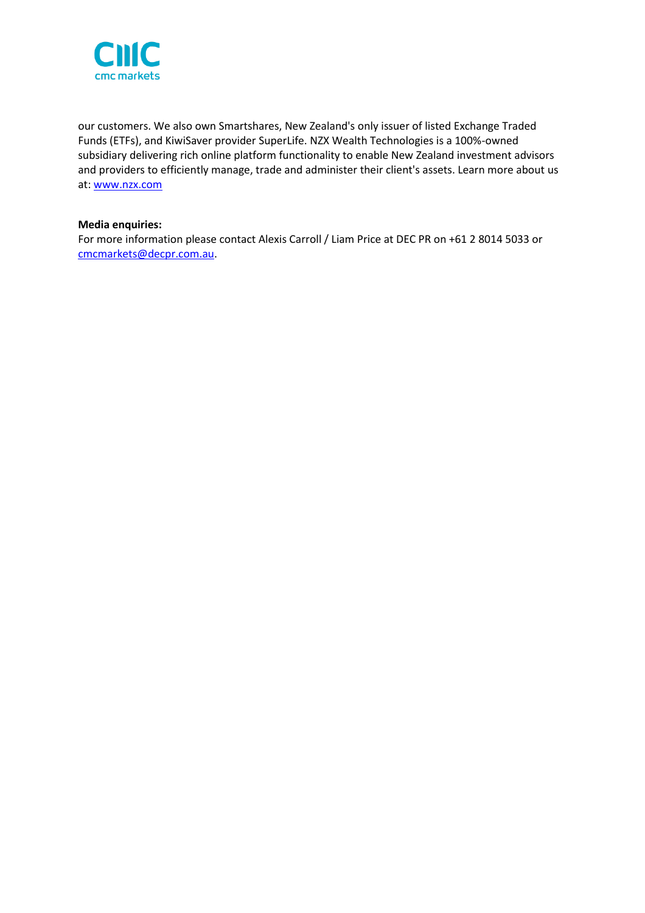our customers. We also own Smartshares, New Zealand's only issuer of listed Exchange Traded Funds (ETFs), and KiwiSaver provider SuperLife. NZX Wealth Technologies is a 100%-owned subsidiary delivering rich online platform functionality to enable New Zealand investment advisors and providers to efficiently manage, trade and administer their client's assets. Learn more about us at: [www.nzx.com](http://www.nzx.com)

**Media enquiries:**
For more information please contact Alexis Carroll / Liam Price at DEC PR on +61 2 8014 5033 or [cmcmarkets@decpr.com.au](mailto:cmcmarkets@decpr.com.au).